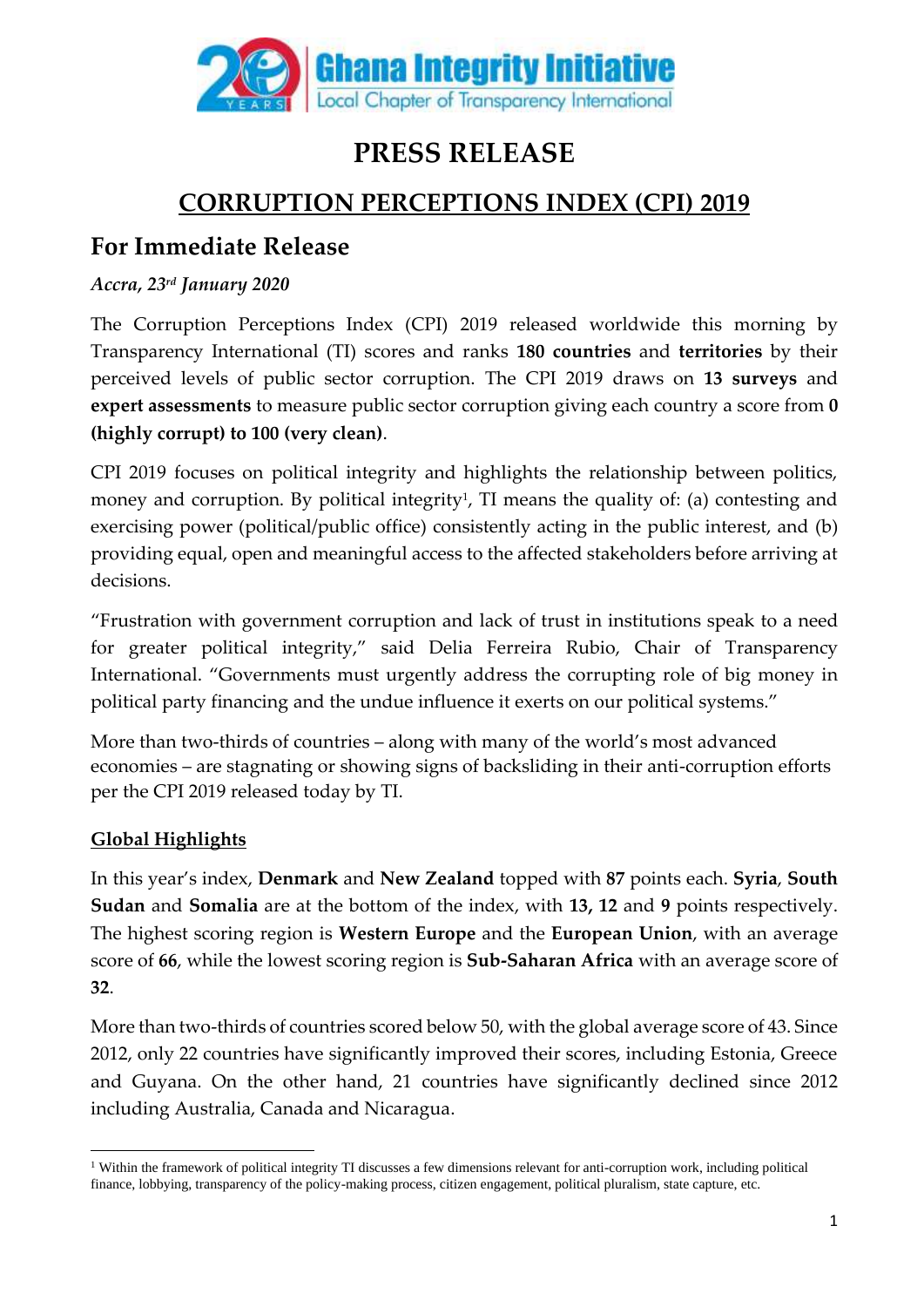Ghana Integrity Initiative
Local Chapter of Transparency International

# PRESS RELEASE

## CORRUPTION PERCEPTIONS INDEX (CPI) 2019

## For Immediate Release

*Accra, 23rd January 2020*

The Corruption Perceptions Index (CPI) 2019 released worldwide this morning by Transparency International (TI) scores and ranks **180 countries** and **territories** by their perceived levels of public sector corruption. The CPI 2019 draws on **13 surveys** and **expert assessments** to measure public sector corruption giving each country a score from **0 (highly corrupt) to 100 (very clean)**.

CPI 2019 focuses on political integrity and highlights the relationship between politics, money and corruption. By political integrity[1], TI means the quality of: (a) contesting and exercising power (political/public office) consistently acting in the public interest, and (b) providing equal, open and meaningful access to the affected stakeholders before arriving at decisions.

"Frustration with government corruption and lack of trust in institutions speak to a need for greater political integrity," said Delia Ferreira Rubio, Chair of Transparency International. "Governments must urgently address the corrupting role of big money in political party financing and the undue influence it exerts on our political systems."

More than two-thirds of countries – along with many of the world's most advanced economies – are stagnating or showing signs of backsliding in their anti-corruption efforts per the CPI 2019 released today by TI.

### Global Highlights

In this year's index, **Denmark** and **New Zealand** topped with **87** points each. **Syria**, **South Sudan** and **Somalia** are at the bottom of the index, with **13, 12** and **9** points respectively. The highest scoring region is **Western Europe** and the **European Union**, with an average score of **66**, while the lowest scoring region is **Sub-Saharan Africa** with an average score of **32**.

More than two-thirds of countries scored below 50, with the global average score of 43. Since 2012, only 22 countries have significantly improved their scores, including Estonia, Greece and Guyana. On the other hand, 21 countries have significantly declined since 2012 including Australia, Canada and Nicaragua.

[1] Within the framework of political integrity TI discusses a few dimensions relevant for anti-corruption work, including political finance, lobbying, transparency of the policy-making process, citizen engagement, political pluralism, state capture, etc.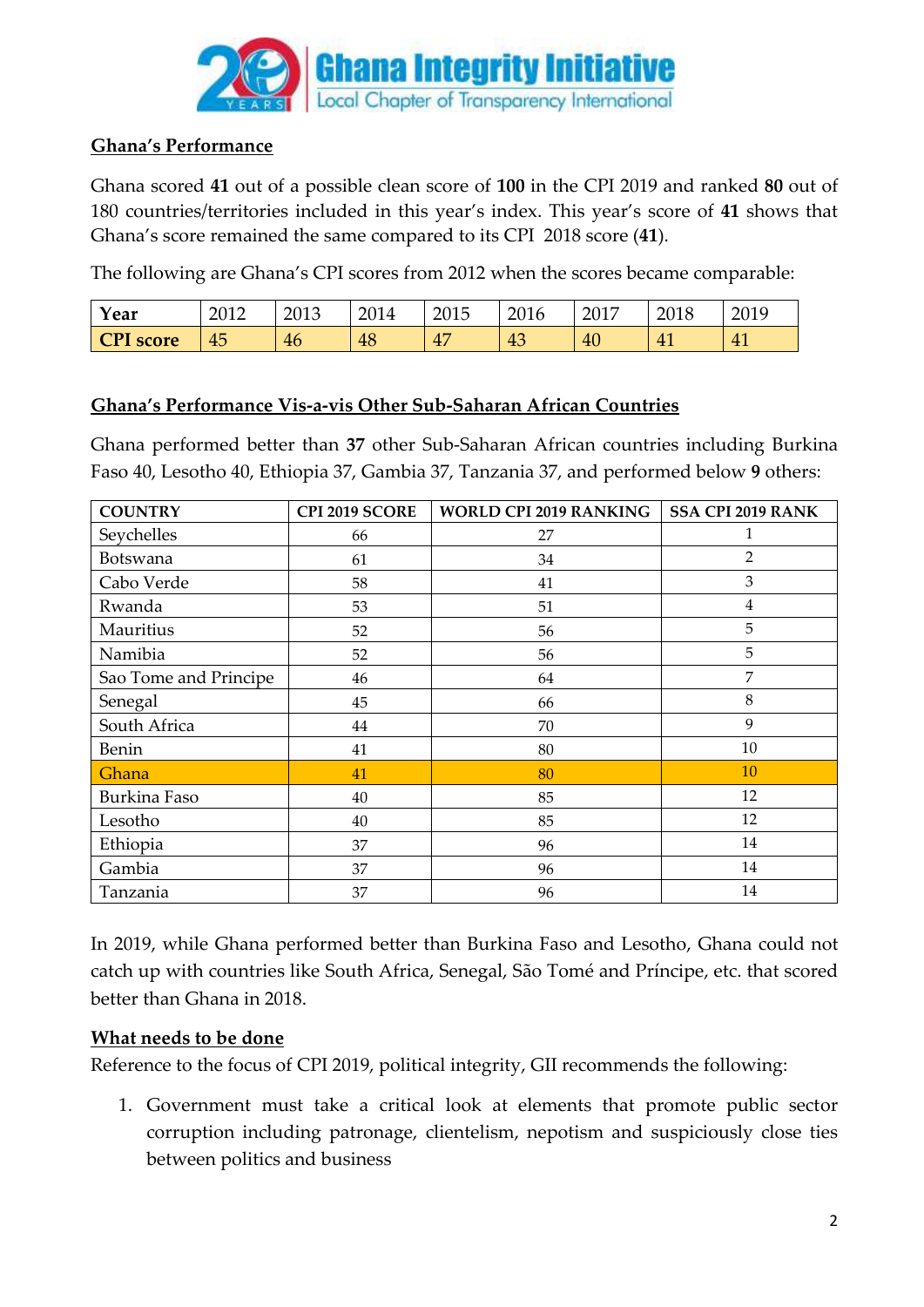## Ghana's Performance

Ghana scored **41** out of a possible clean score of **100** in the CPI 2019 and ranked **80** out of 180 countries/territories included in this year's index. This year's score of **41** shows that Ghana's score remained the same compared to its CPI 2018 score (**41**).

The following are Ghana's CPI scores from 2012 when the scores became comparable:

| **Year** | 2012 | 2013 | 2014 | 2015 | 2016 | 2017 | 2018 | 2019 |
|---|---|---|---|---|---|---|---|---|
| **CPI score** | 45 | 46 | 48 | 47 | 43 | 40 | 41 | 41 |

## Ghana's Performance Vis-a-vis Other Sub-Saharan African Countries

Ghana performed better than **37** other Sub-Saharan African countries including Burkina Faso 40, Lesotho 40, Ethiopia 37, Gambia 37, Tanzania 37, and performed below **9** others:

| COUNTRY | CPI 2019 SCORE | WORLD CPI 2019 RANKING | SSA CPI 2019 RANK |
|---|---|---|---|
| Seychelles | 66 | 27 | 1 |
| Botswana | 61 | 34 | 2 |
| Cabo Verde | 58 | 41 | 3 |
| Rwanda | 53 | 51 | 4 |
| Mauritius | 52 | 56 | 5 |
| Namibia | 52 | 56 | 5 |
| Sao Tome and Principe | 46 | 64 | 7 |
| Senegal | 45 | 66 | 8 |
| South Africa | 44 | 70 | 9 |
| Benin | 41 | 80 | 10 |
| Ghana | 41 | 80 | 10 |
| Burkina Faso | 40 | 85 | 12 |
| Lesotho | 40 | 85 | 12 |
| Ethiopia | 37 | 96 | 14 |
| Gambia | 37 | 96 | 14 |
| Tanzania | 37 | 96 | 14 |

In 2019, while Ghana performed better than Burkina Faso and Lesotho, Ghana could not catch up with countries like South Africa, Senegal, São Tomé and Príncipe, etc. that scored better than Ghana in 2018.

## What needs to be done

Reference to the focus of CPI 2019, political integrity, GII recommends the following:

1. Government must take a critical look at elements that promote public sector corruption including patronage, clientelism, nepotism and suspiciously close ties between politics and business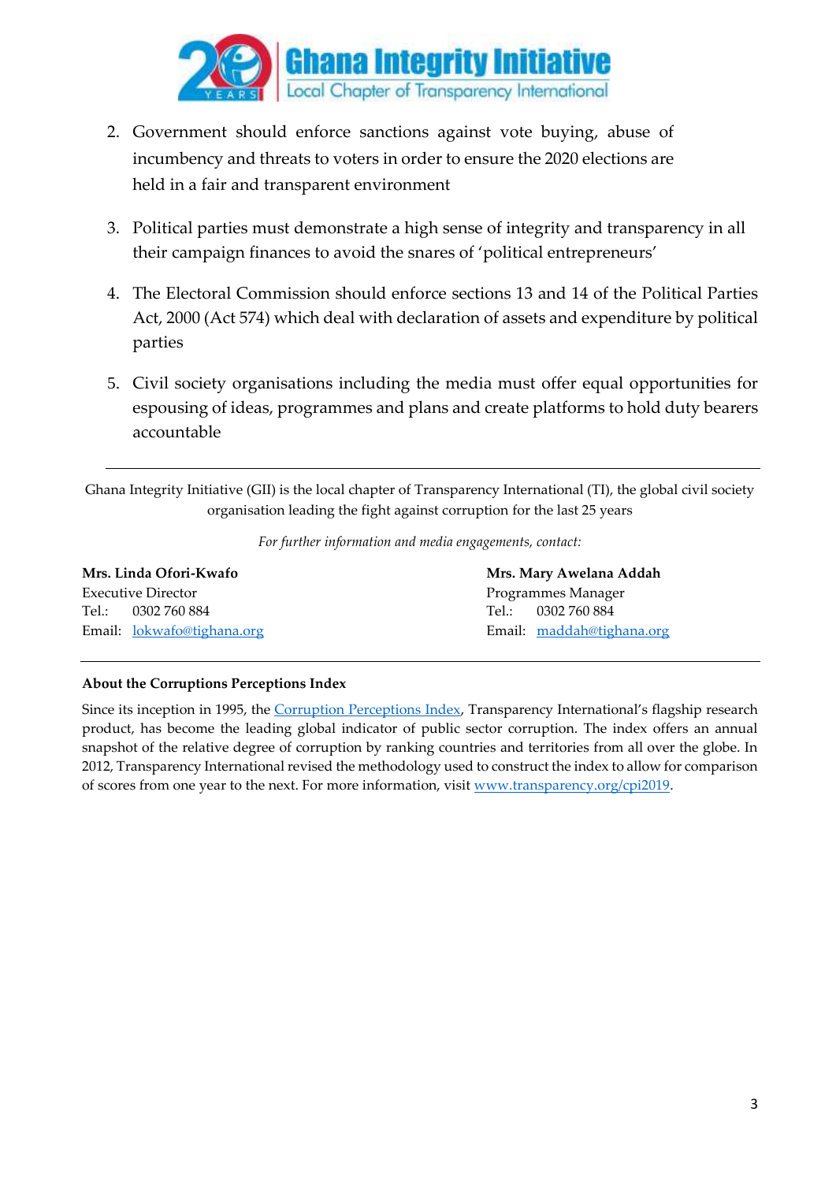2. Government should enforce sanctions against vote buying, abuse of incumbency and threats to voters in order to ensure the 2020 elections are held in a fair and transparent environment

3. Political parties must demonstrate a high sense of integrity and transparency in all their campaign finances to avoid the snares of 'political entrepreneurs'

4. The Electoral Commission should enforce sections 13 and 14 of the Political Parties Act, 2000 (Act 574) which deal with declaration of assets and expenditure by political parties

5. Civil society organisations including the media must offer equal opportunities for espousing of ideas, programmes and plans and create platforms to hold duty bearers accountable

---

Ghana Integrity Initiative (GII) is the local chapter of Transparency International (TI), the global civil society organisation leading the fight against corruption for the last 25 years

*For further information and media engagements, contact:*

**Mrs. Linda Ofori-Kwafo**
Executive Director
Tel.: 0302 760 884
Email: [lokwafo@tighana.org](mailto:lokwafo@tighana.org)

**Mrs. Mary Awelana Addah**
Programmes Manager
Tel.: 0302 760 884
Email: [maddah@tighana.org](mailto:maddah@tighana.org)

---

**About the Corruptions Perceptions Index**

Since its inception in 1995, the Corruption Perceptions Index, Transparency International's flagship research product, has become the leading global indicator of public sector corruption. The index offers an annual snapshot of the relative degree of corruption by ranking countries and territories from all over the globe. In 2012, Transparency International revised the methodology used to construct the index to allow for comparison of scores from one year to the next. For more information, visit www.transparency.org/cpi2019.